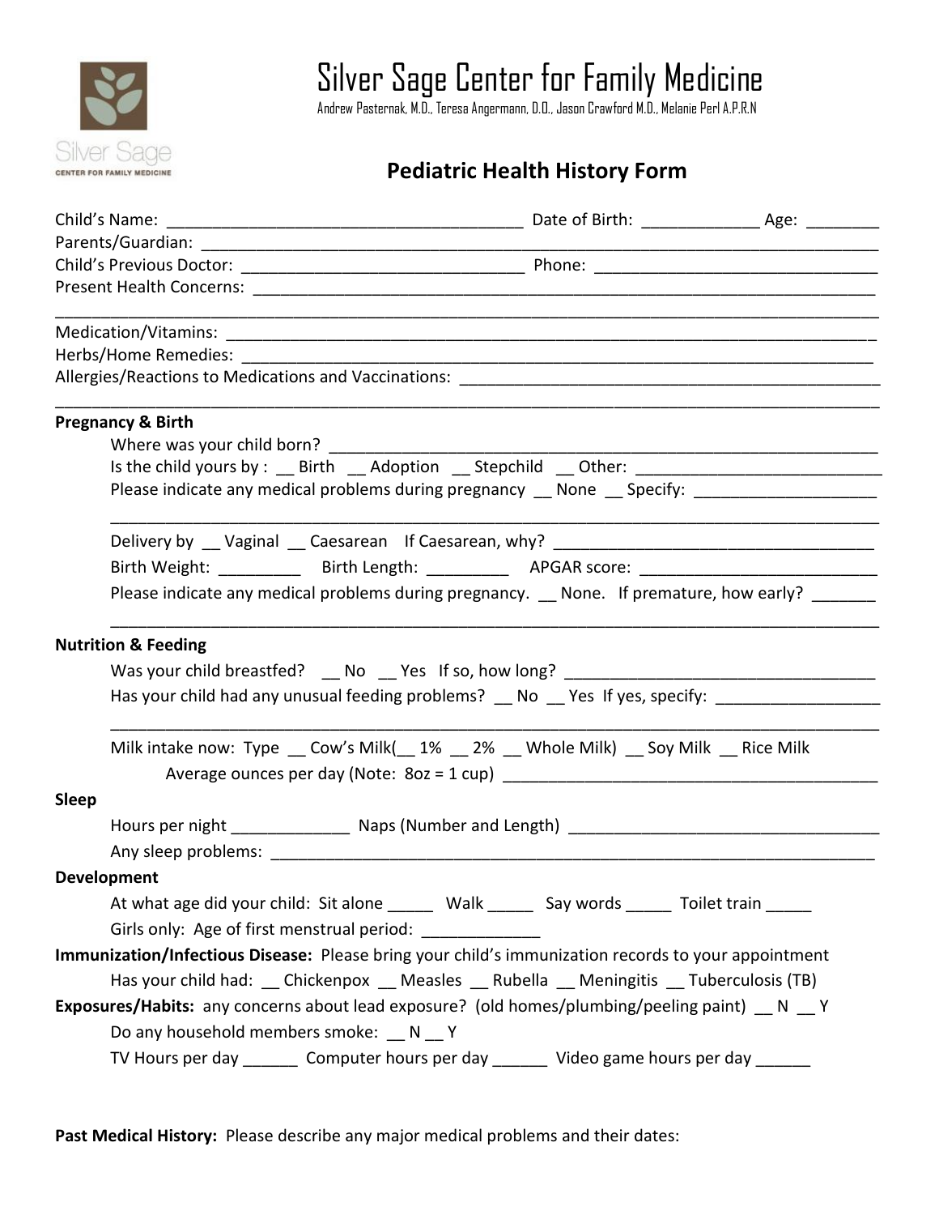# Silver Sage Center for Family Medicine

Andrew Pasternak, M.D., Teresa Angermann, D.O., Jason Crawford M.D., Melanie Perl A.P.R.N

## Pediatric Health History Form

Child's Name: ______________________________________ Date of Birth: ____________ Age: ________

Parents/Guardian: ______________________________________________________________________________

Child's Previous Doctor: ______________________________ Phone: ______________________________

Present Health Concerns: ______________________________________________________________________

______________________________________________________________________________________________

Medication/Vitamins: _________________________________________________________________________

Herbs/Home Remedies: ________________________________________________________________________

Allergies/Reactions to Medications and Vaccinations: _____________________________________________

______________________________________________________________________________________________

**Pregnancy & Birth**

Where was your child born? ___________________________________________________________

Is the child yours by : __ Birth __ Adoption __ Stepchild __ Other: _________________________

Please indicate any medical problems during pregnancy __ None __ Specify: ___________________

______________________________________________________________________________________

Delivery by __ Vaginal __ Caesarean If Caesarean, why? __________________________________

Birth Weight: _________ Birth Length: _________ APGAR score: __________________________

Please indicate any medical problems during pregnancy. __ None. If premature, how early? _______

______________________________________________________________________________________

**Nutrition & Feeding**

Was your child breastfed? __ No __ Yes If so, how long? _________________________________

Has your child had any unusual feeding problems? __ No __ Yes If yes, specify: _________________

______________________________________________________________________________________

Milk intake now: Type __ Cow's Milk(__ 1% __ 2% __ Whole Milk) __ Soy Milk __ Rice Milk

Average ounces per day (Note: 8oz = 1 cup) ________________________________________

**Sleep**

Hours per night _____________ Naps (Number and Length) __________________________________

Any sleep problems: ___________________________________________________________________

**Development**

At what age did your child: Sit alone _____ Walk _____ Say words _____ Toilet train _____

Girls only: Age of first menstrual period: _____________

**Immunization/Infectious Disease:** Please bring your child's immunization records to your appointment

Has your child had: __ Chickenpox __ Measles __ Rubella __ Meningitis __ Tuberculosis (TB)

**Exposures/Habits:** any concerns about lead exposure? (old homes/plumbing/peeling paint) __ N __ Y

Do any household members smoke: __ N __ Y

TV Hours per day ______ Computer hours per day ______ Video game hours per day ______

**Past Medical History:** Please describe any major medical problems and their dates: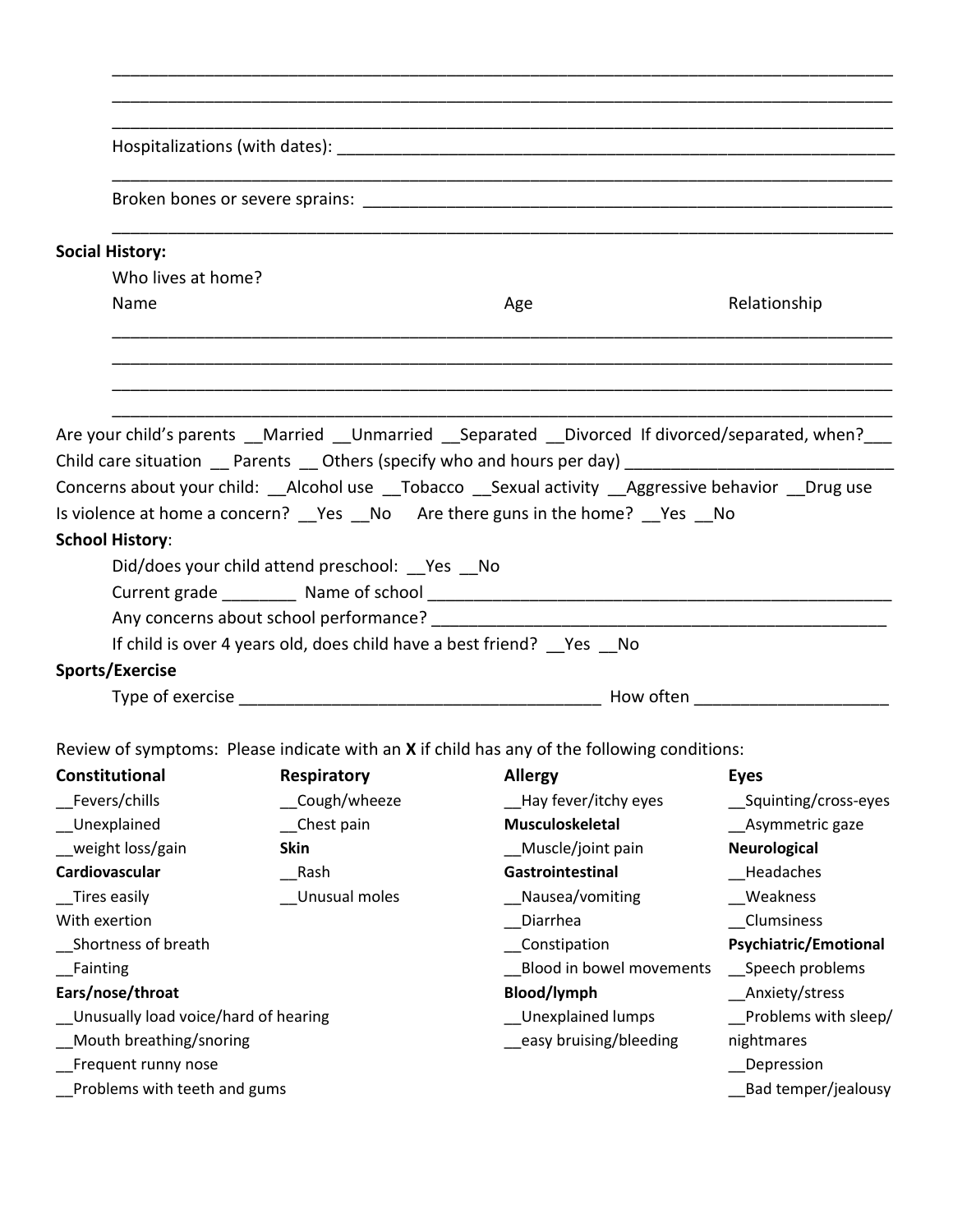______________________________________________________________________________

______________________________________________________________________________

______________________________________________________________________________

Hospitalizations (with dates): ______________________________________________

______________________________________________________________________________

Broken bones or severe sprains: _____________________________________________

______________________________________________________________________________

**Social History:**

Who lives at home?

| Name | Age | Relationship |
|---|---|---|
| | | |
| | | |
| | | |
| | | |

Are your child's parents __Married __Unmarried __Separated __Divorced If divorced/separated, when?___

Child care situation __ Parents __ Others (specify who and hours per day) ___________________________

Concerns about your child: __Alcohol use __Tobacco __Sexual activity __Aggressive behavior __Drug use

Is violence at home a concern? __Yes __No Are there guns in the home? __Yes __No

**School History**:

Did/does your child attend preschool: __Yes __No

Current grade ________ Name of school ______________________________________________

Any concerns about school performance? ____________________________________________

If child is over 4 years old, does child have a best friend? __Yes __No

**Sports/Exercise**

Type of exercise ______________________________________ How often ____________________

Review of symptoms: Please indicate with an **X** if child has any of the following conditions:

**Constitutional**

__Fevers/chills

__Unexplained

__weight loss/gain

**Cardiovascular**

__Tires easily

With exertion

__Shortness of breath

__Fainting

**Ears/nose/throat**

__Unusually load voice/hard of hearing

__Mouth breathing/snoring

__Frequent runny nose

__Problems with teeth and gums

**Respiratory**

__Cough/wheeze

__Chest pain

**Skin**

__Rash

__Unusual moles

**Allergy**

__Hay fever/itchy eyes

**Musculoskeletal**

__Muscle/joint pain

**Gastrointestinal**

__Nausea/vomiting

__Diarrhea

__Constipation

__Blood in bowel movements

**Blood/lymph**

__Unexplained lumps

__easy bruising/bleeding

**Eyes**

__Squinting/cross-eyes

__Asymmetric gaze

**Neurological**

__Headaches

__Weakness

__Clumsiness

**Psychiatric/Emotional**

__Speech problems

__Anxiety/stress

__Problems with sleep/ nightmares

__Depression

__Bad temper/jealousy